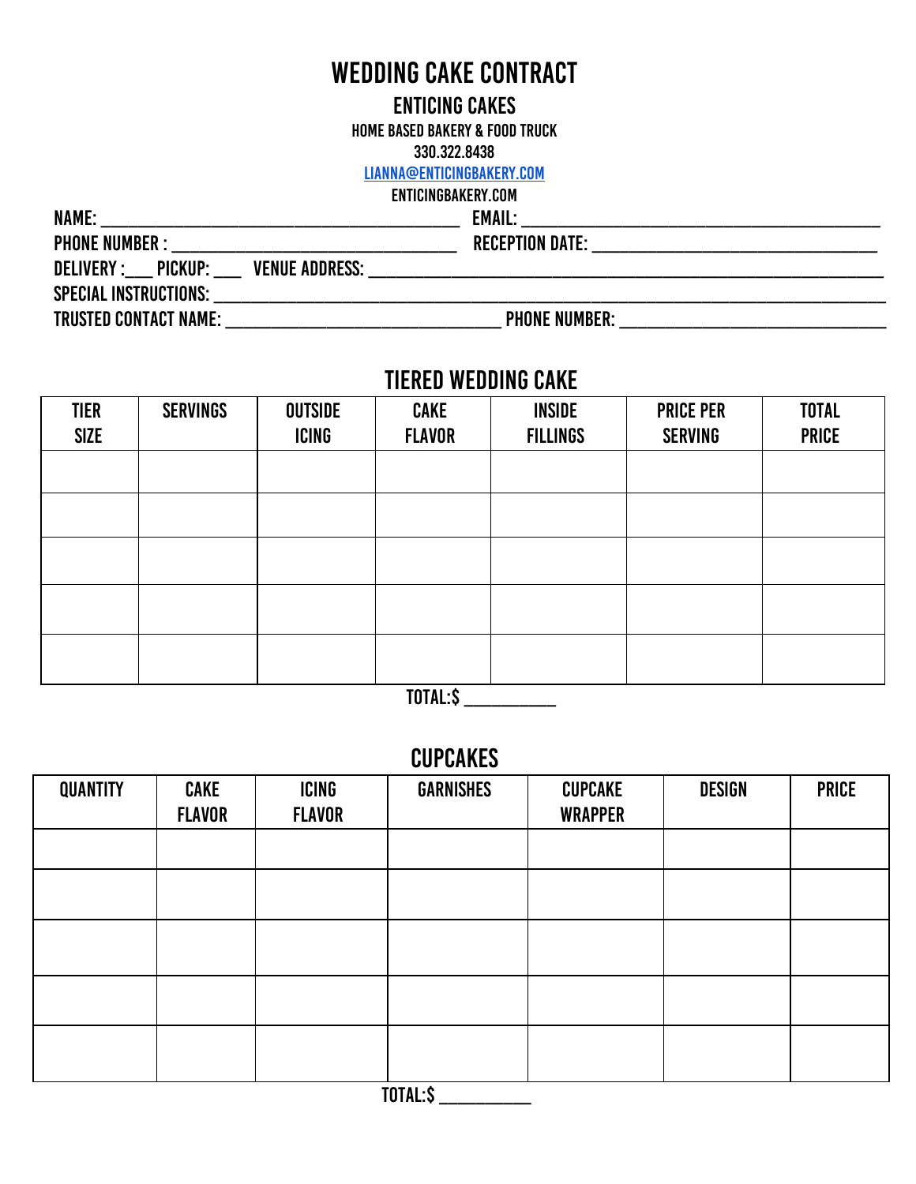# WEDDING CAKE CONTRACT

## ENTICING CAKES

HOME BASED BAKERY & FOOD TRUCK

330.322.8438

LIANNA@ENTICINGBAKERY.COM

ENTICINGBAKERY.COM

NAME: ________________________________________ EMAIL: ________________________________________

PHONE NUMBER : ________________________________ RECEPTION DATE: ________________________________

DELIVERY :___ PICKUP: ___ VENUE ADDRESS: ____________________________________________________________

SPECIAL INSTRUCTIONS: ________________________________________________________________________________

TRUSTED CONTACT NAME: ______________________________ PHONE NUMBER: ______________________________

## TIERED WEDDING CAKE

| TIER SIZE | SERVINGS | OUTSIDE ICING | CAKE FLAVOR | INSIDE FILLINGS | PRICE PER SERVING | TOTAL PRICE |
|---|---|---|---|---|---|---|
| | | | | | | |
| | | | | | | |
| | | | | | | |
| | | | | | | |
| | | | | | | |

TOTAL:$ __________

## CUPCAKES

| QUANTITY | CAKE FLAVOR | ICING FLAVOR | GARNISHES | CUPCAKE WRAPPER | DESIGN | PRICE |
|---|---|---|---|---|---|---|
| | | | | | | |
| | | | | | | |
| | | | | | | |
| | | | | | | |
| | | | | | | |

TOTAL:$ __________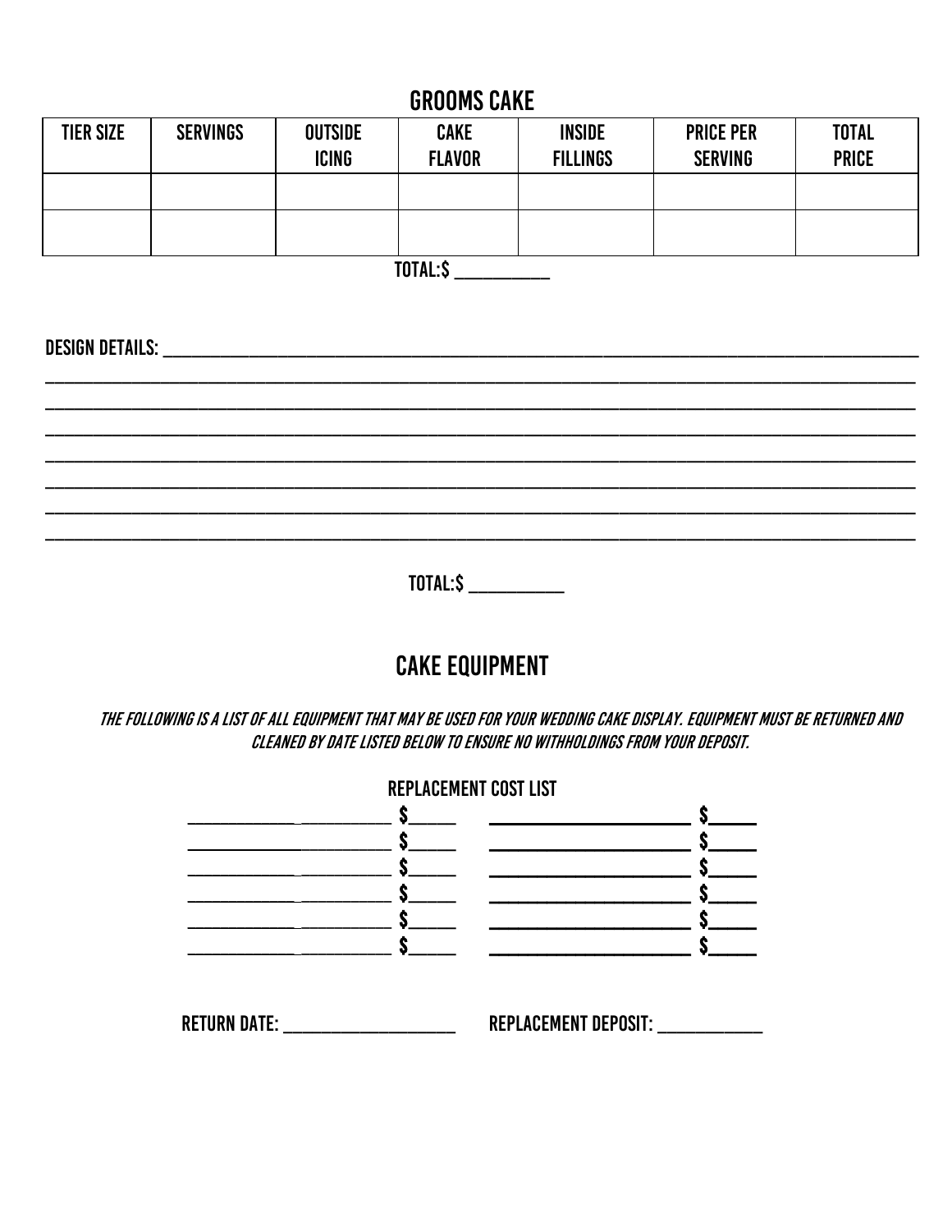## GROOMS CAKE

| TIER SIZE | SERVINGS | OUTSIDE ICING | CAKE FLAVOR | INSIDE FILLINGS | PRICE PER SERVING | TOTAL PRICE |
|---|---|---|---|---|---|---|
| | | | | | | |
| | | | | | | |

TOTAL:$ ___________

DESIGN DETAILS: ____________________________________________________________________________
____________________________________________________________________________
____________________________________________________________________________
____________________________________________________________________________
____________________________________________________________________________
____________________________________________________________________________
____________________________________________________________________________
____________________________________________________________________________

TOTAL:$ ___________

## CAKE EQUIPMENT

*THE FOLLOWING IS A LIST OF ALL EQUIPMENT THAT MAY BE USED FOR YOUR WEDDING CAKE DISPLAY. EQUIPMENT MUST BE RETURNED AND CLEANED BY DATE LISTED BELOW TO ENSURE NO WITHHOLDINGS FROM YOUR DEPOSIT.*

### REPLACEMENT COST LIST

_______________________ $_____ _______________________ $_____
_______________________ $_____ _______________________ $_____
_______________________ $_____ _______________________ $_____
_______________________ $_____ _______________________ $_____
_______________________ $_____ _______________________ $_____
_______________________ $_____ _______________________ $_____

RETURN DATE: ____________________ REPLACEMENT DEPOSIT: _____________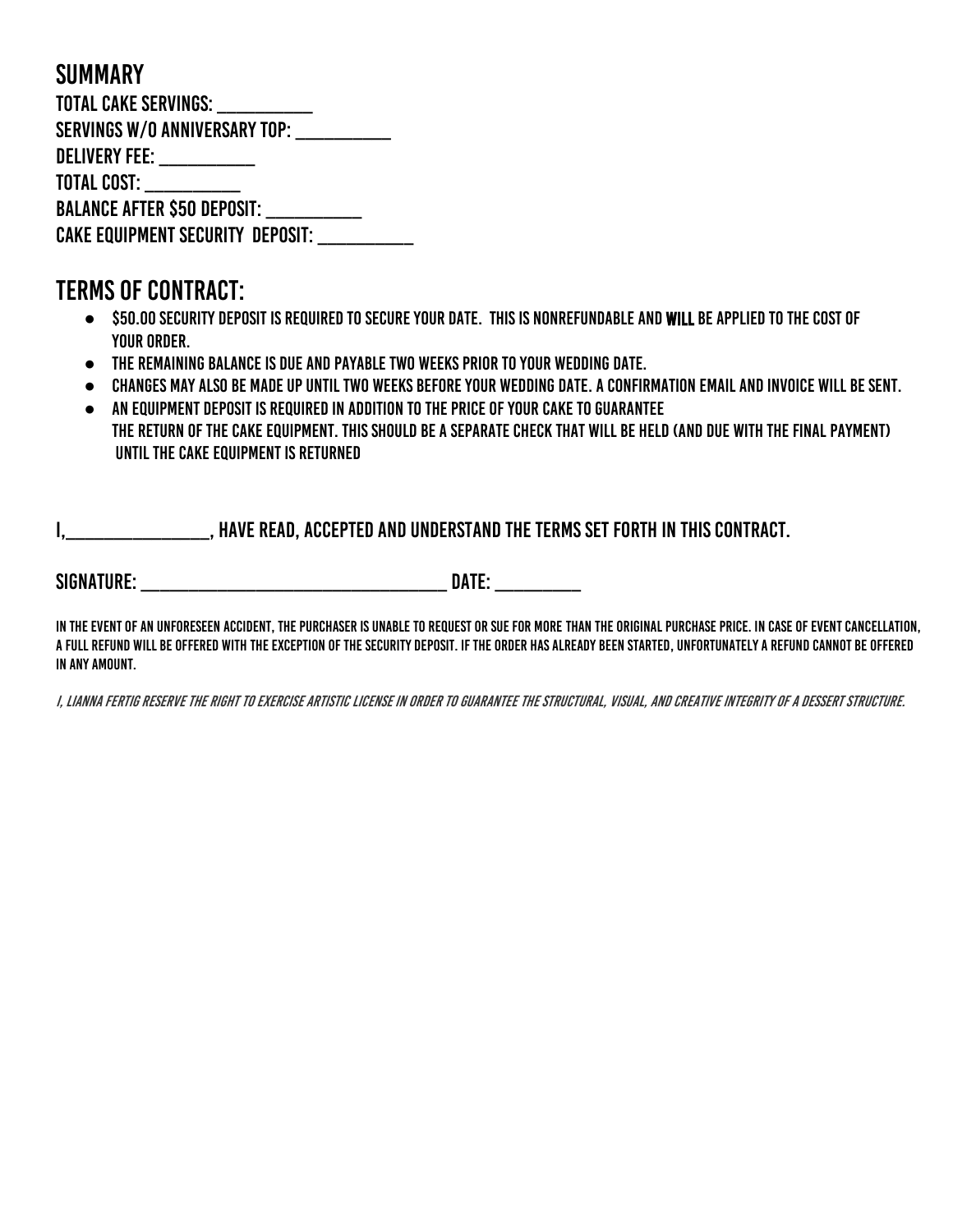## SUMMARY

TOTAL CAKE SERVINGS: __________
SERVINGS W/O ANNIVERSARY TOP: __________
DELIVERY FEE: __________
TOTAL COST: __________
BALANCE AFTER $50 DEPOSIT: __________
CAKE EQUIPMENT SECURITY DEPOSIT: __________

## TERMS OF CONTRACT:

- $50.00 SECURITY DEPOSIT IS REQUIRED TO SECURE YOUR DATE. THIS IS NONREFUNDABLE AND **WILL** BE APPLIED TO THE COST OF YOUR ORDER.
- THE REMAINING BALANCE IS DUE AND PAYABLE TWO WEEKS PRIOR TO YOUR WEDDING DATE.
- CHANGES MAY ALSO BE MADE UP UNTIL TWO WEEKS BEFORE YOUR WEDDING DATE. A CONFIRMATION EMAIL AND INVOICE WILL BE SENT.
- AN EQUIPMENT DEPOSIT IS REQUIRED IN ADDITION TO THE PRICE OF YOUR CAKE TO GUARANTEE THE RETURN OF THE CAKE EQUIPMENT. THIS SHOULD BE A SEPARATE CHECK THAT WILL BE HELD (AND DUE WITH THE FINAL PAYMENT) UNTIL THE CAKE EQUIPMENT IS RETURNED

I,________________, HAVE READ, ACCEPTED AND UNDERSTAND THE TERMS SET FORTH IN THIS CONTRACT.

SIGNATURE: ____________________________________ DATE: __________

IN THE EVENT OF AN UNFORESEEN ACCIDENT, THE PURCHASER IS UNABLE TO REQUEST OR SUE FOR MORE THAN THE ORIGINAL PURCHASE PRICE. IN CASE OF EVENT CANCELLATION, A FULL REFUND WILL BE OFFERED WITH THE EXCEPTION OF THE SECURITY DEPOSIT. IF THE ORDER HAS ALREADY BEEN STARTED, UNFORTUNATELY A REFUND CANNOT BE OFFERED IN ANY AMOUNT.

*I, LIANNA FERTIG RESERVE THE RIGHT TO EXERCISE ARTISTIC LICENSE IN ORDER TO GUARANTEE THE STRUCTURAL, VISUAL, AND CREATIVE INTEGRITY OF A DESSERT STRUCTURE.*